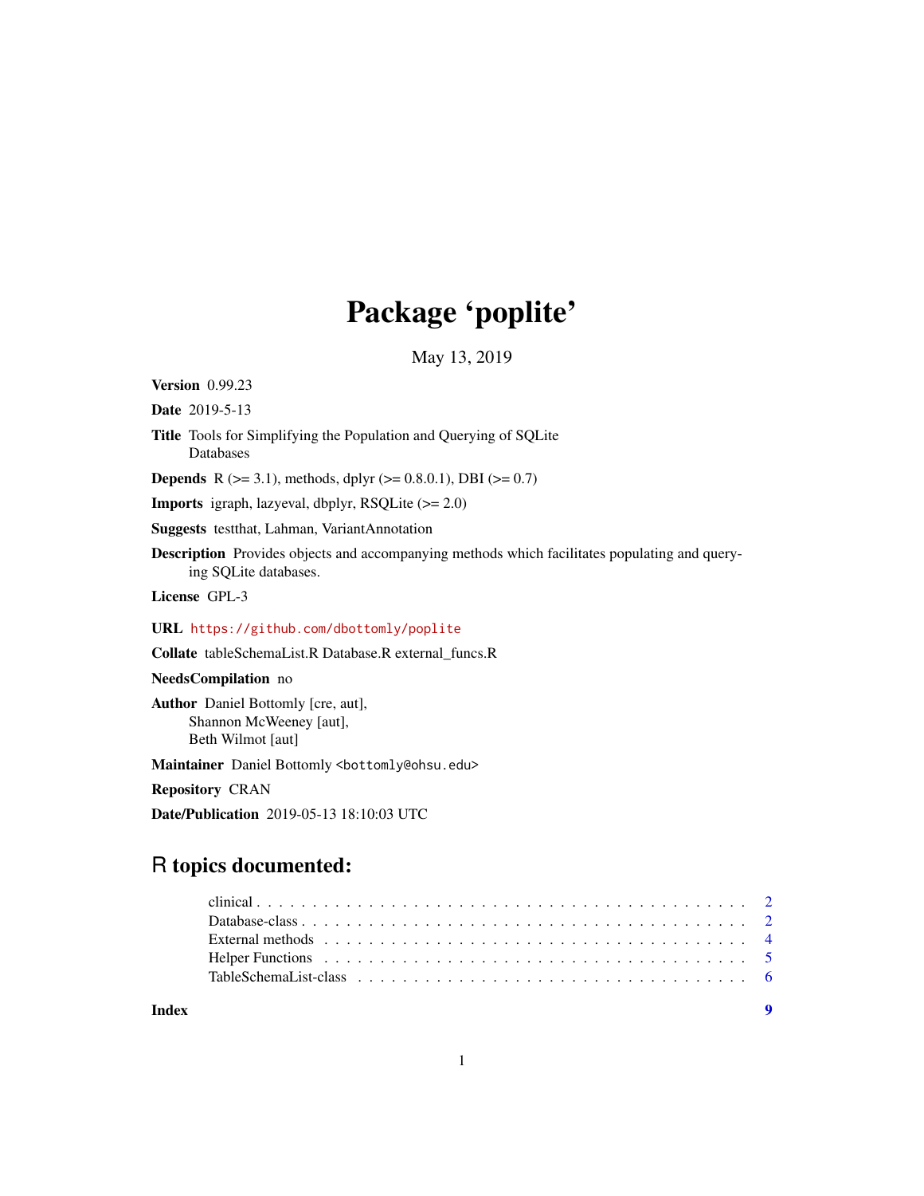# Package 'poplite'

May 13, 2019

**Version** 0.99.23

**Date** 2019-5-13

**Title** Tools for Simplifying the Population and Querying of SQLite Databases

**Depends** R (>= 3.1), methods, dplyr (>= 0.8.0.1), DBI (>= 0.7)

**Imports** igraph, lazyeval, dbplyr, RSQLite (>= 2.0)

**Suggests** testthat, Lahman, VariantAnnotation

**Description** Provides objects and accompanying methods which facilitates populating and querying SQLite databases.

**License** GPL-3

**URL** https://github.com/dbottomly/poplite

**Collate** tableSchemaList.R Database.R external_funcs.R

**NeedsCompilation** no

**Author** Daniel Bottomly [cre, aut],
Shannon McWeeney [aut],
Beth Wilmot [aut]

**Maintainer** Daniel Bottomly <bottomly@ohsu.edu>

**Repository** CRAN

**Date/Publication** 2019-05-13 18:10:03 UTC

## R topics documented:

- clinical . . . . . . . . . . . . . . . . . . . . . . . . . . . . . . . . . . . . . . . . . . . 2
- Database-class . . . . . . . . . . . . . . . . . . . . . . . . . . . . . . . . . . . . . . . 2
- External methods . . . . . . . . . . . . . . . . . . . . . . . . . . . . . . . . . . . . . 4
- Helper Functions . . . . . . . . . . . . . . . . . . . . . . . . . . . . . . . . . . . . . 5
- TableSchemaList-class . . . . . . . . . . . . . . . . . . . . . . . . . . . . . . . . . . 6

**Index** 9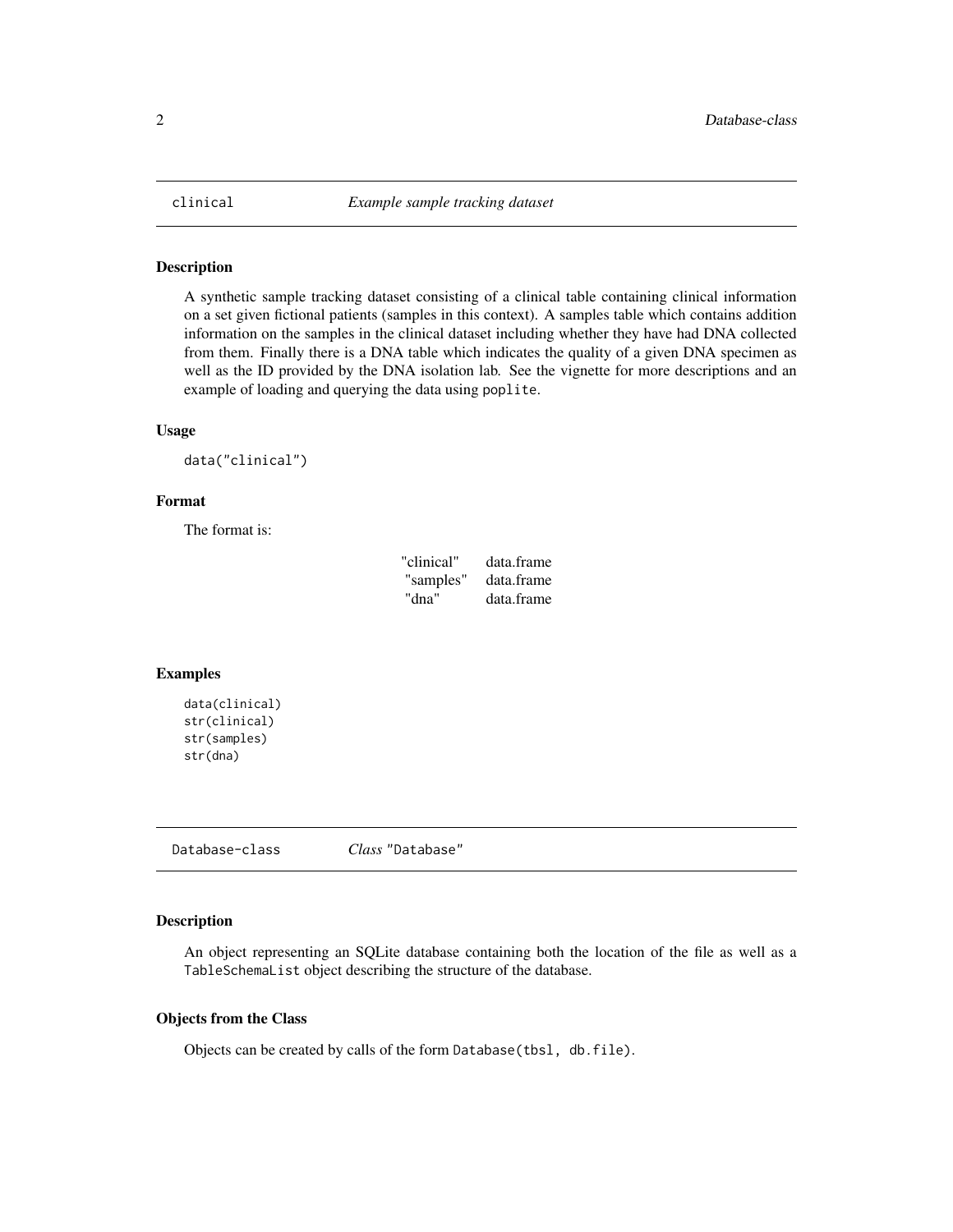## clinical *Example sample tracking dataset*

### Description

A synthetic sample tracking dataset consisting of a clinical table containing clinical information on a set given fictional patients (samples in this context). A samples table which contains addition information on the samples in the clinical dataset including whether they have had DNA collected from them. Finally there is a DNA table which indicates the quality of a given DNA specimen as well as the ID provided by the DNA isolation lab. See the vignette for more descriptions and an example of loading and querying the data using `poplite`.

### Usage

```
data("clinical")
```

### Format

The format is:

| | |
|---|---|
| "clinical" | data.frame |
| "samples" | data.frame |
| "dna" | data.frame |

### Examples

```
data(clinical)
str(clinical)
str(samples)
str(dna)
```

## Database-class *Class* "Database"

### Description

An object representing an SQLite database containing both the location of the file as well as a `TableSchemaList` object describing the structure of the database.

### Objects from the Class

Objects can be created by calls of the form `Database(tbsl, db.file)`.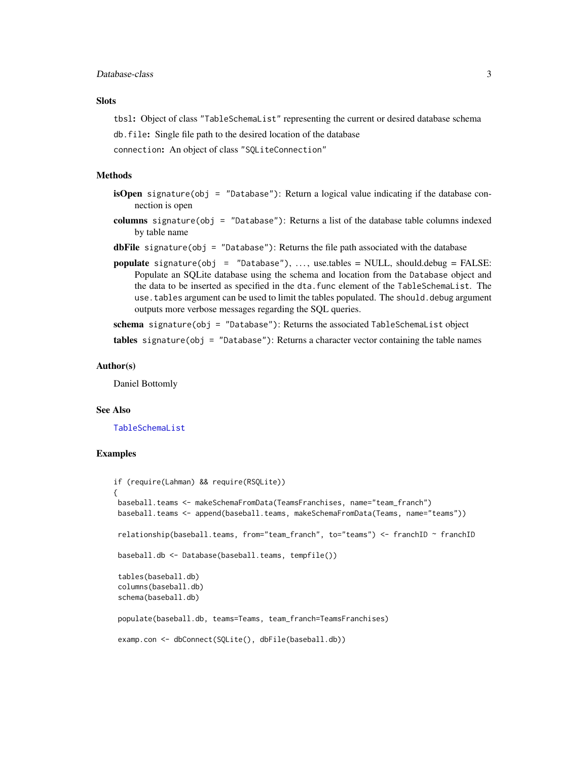### Slots

`tbsl`: Object of class "`TableSchemaList`" representing the current or desired database schema

`db.file`: Single file path to the desired location of the database

`connection`: An object of class "`SQLiteConnection`"

### Methods

**isOpen** `signature(obj = "Database")`: Return a logical value indicating if the database connection is open

**columns** `signature(obj = "Database")`: Returns a list of the database table columns indexed by table name

**dbFile** `signature(obj = "Database")`: Returns the file path associated with the database

**populate** `signature(obj = "Database")`, ..., use.tables = NULL, should.debug = FALSE: Populate an SQLite database using the schema and location from the `Database` object and the data to be inserted as specified in the `dta.func` element of the `TableSchemaList`. The `use.tables` argument can be used to limit the tables populated. The `should.debug` argument outputs more verbose messages regarding the SQL queries.

**schema** `signature(obj = "Database")`: Returns the associated `TableSchemaList` object

**tables** `signature(obj = "Database")`: Returns a character vector containing the table names

### Author(s)

Daniel Bottomly

### See Also

`TableSchemaList`

### Examples

```
if (require(Lahman) && require(RSQLite))
{
 baseball.teams <- makeSchemaFromData(TeamsFranchises, name="team_franch")
 baseball.teams <- append(baseball.teams, makeSchemaFromData(Teams, name="teams"))

 relationship(baseball.teams, from="team_franch", to="teams") <- franchID ~ franchID

 baseball.db <- Database(baseball.teams, tempfile())

 tables(baseball.db)
 columns(baseball.db)
 schema(baseball.db)

 populate(baseball.db, teams=Teams, team_franch=TeamsFranchises)

 examp.con <- dbConnect(SQLite(), dbFile(baseball.db))
```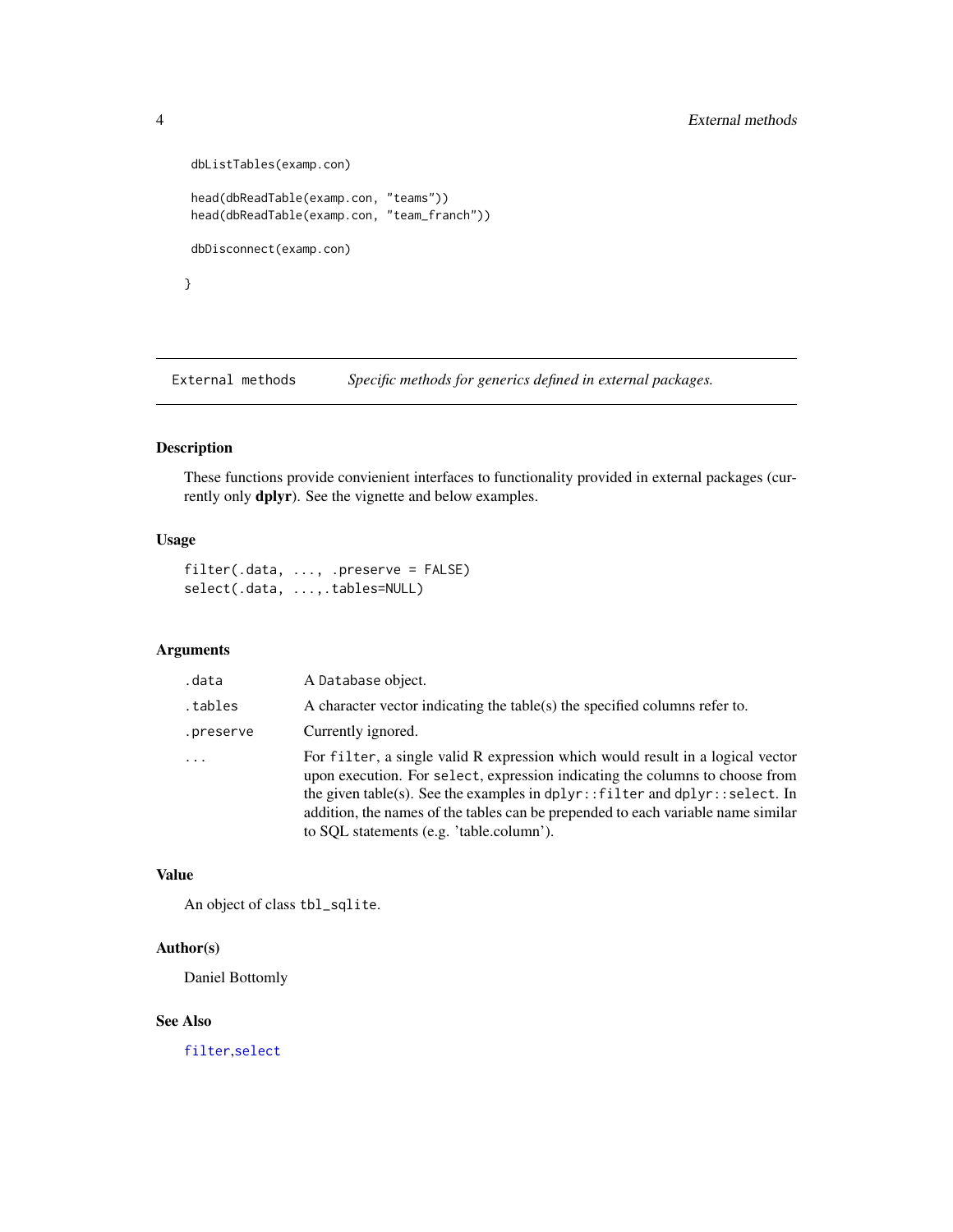```
 dbListTables(examp.con)

 head(dbReadTable(examp.con, "teams"))
 head(dbReadTable(examp.con, "team_franch"))

 dbDisconnect(examp.con)

}
```

## External methods — *Specific methods for generics defined in external packages.*

### Description

These functions provide convienient interfaces to functionality provided in external packages (currently only **dplyr**). See the vignette and below examples.

### Usage

```
filter(.data, ..., .preserve = FALSE)
select(.data, ...,.tables=NULL)
```

### Arguments

| | |
|---|---|
| `.data` | A `Database` object. |
| `.tables` | A character vector indicating the table(s) the specified columns refer to. |
| `.preserve` | Currently ignored. |
| `...` | For `filter`, a single valid R expression which would result in a logical vector upon execution. For `select`, expression indicating the columns to choose from the given table(s). See the examples in `dplyr::filter` and `dplyr::select`. In addition, the names of the tables can be prepended to each variable name similar to SQL statements (e.g. 'table.column'). |

### Value

An object of class `tbl_sqlite`.

### Author(s)

Daniel Bottomly

### See Also

`filter`,`select`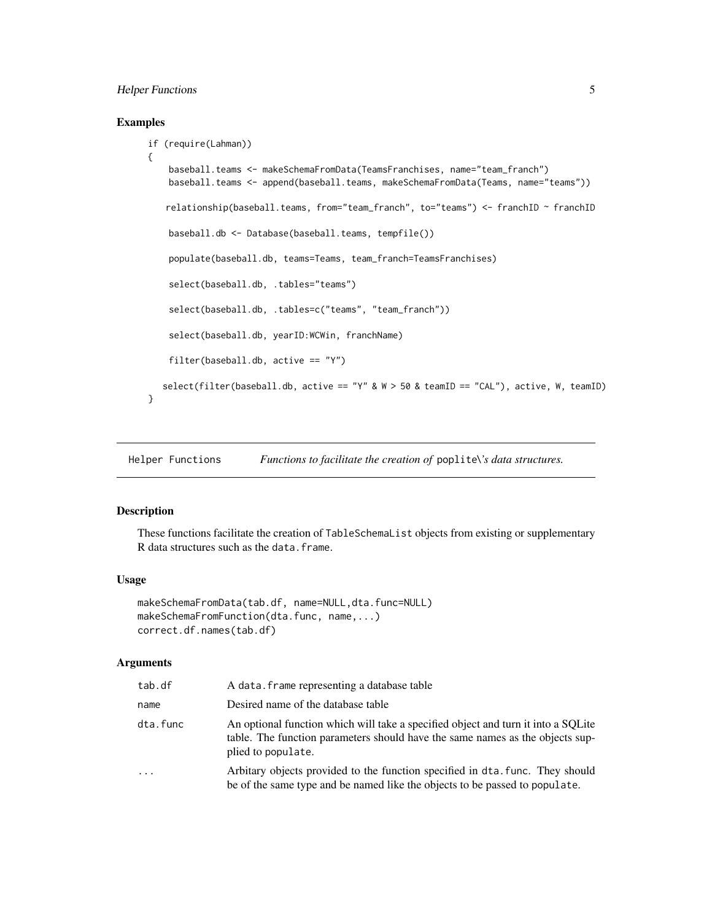## Examples

```
if (require(Lahman))
{
    baseball.teams <- makeSchemaFromData(TeamsFranchises, name="team_franch")
    baseball.teams <- append(baseball.teams, makeSchemaFromData(Teams, name="teams"))

   relationship(baseball.teams, from="team_franch", to="teams") <- franchID ~ franchID

    baseball.db <- Database(baseball.teams, tempfile())

    populate(baseball.db, teams=Teams, team_franch=TeamsFranchises)

    select(baseball.db, .tables="teams")

    select(baseball.db, .tables=c("teams", "team_franch"))

    select(baseball.db, yearID:WCWin, franchName)

    filter(baseball.db, active == "Y")

  select(filter(baseball.db, active == "Y" & W > 50 & teamID == "CAL"), active, W, teamID)
}
```

---

Helper Functions &nbsp;&nbsp;&nbsp;&nbsp; *Functions to facilitate the creation of* `poplite`*\'s data structures.*

---

## Description

These functions facilitate the creation of `TableSchemaList` objects from existing or supplementary R data structures such as the `data.frame`.

## Usage

```
makeSchemaFromData(tab.df, name=NULL,dta.func=NULL)
makeSchemaFromFunction(dta.func, name,...)
correct.df.names(tab.df)
```

## Arguments

| | |
|---|---|
| `tab.df` | A `data.frame` representing a database table |
| `name` | Desired name of the database table |
| `dta.func` | An optional function which will take a specified object and turn it into a SQLite table. The function parameters should have the same names as the objects supplied to `populate`. |
| `...` | Arbitary objects provided to the function specified in `dta.func`. They should be of the same type and be named like the objects to be passed to `populate`. |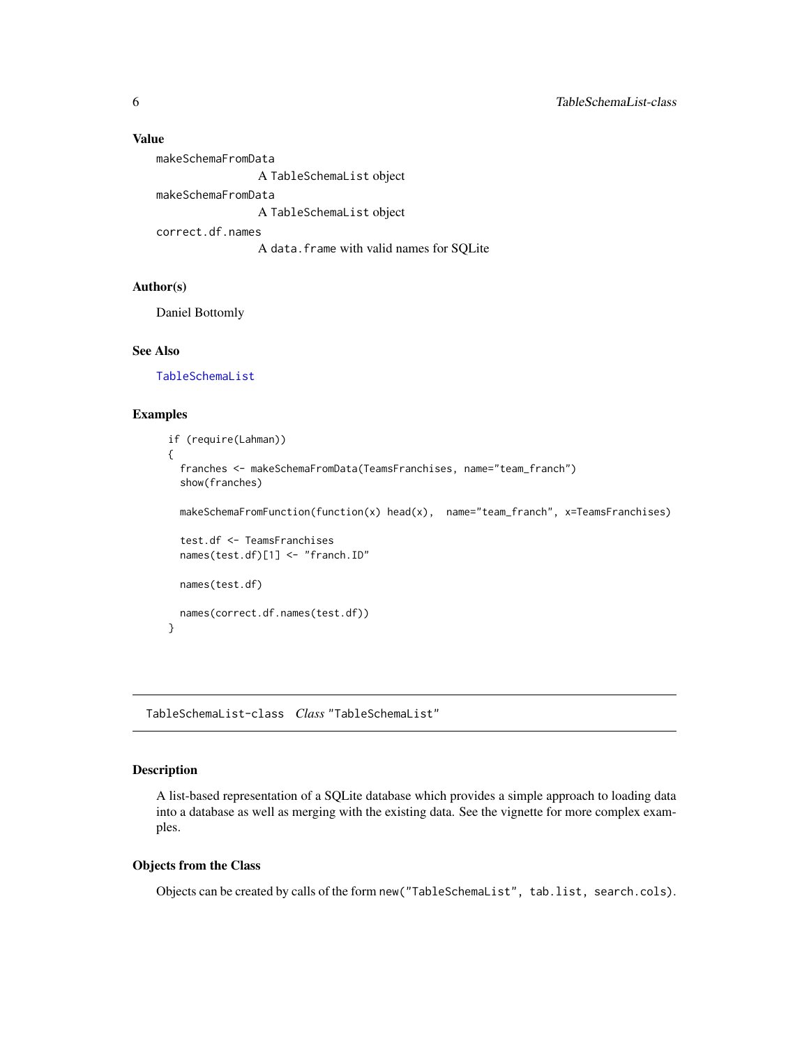### Value

`makeSchemaFromData`
: A `TableSchemaList` object

`makeSchemaFromData`
: A `TableSchemaList` object

`correct.df.names`
: A `data.frame` with valid names for SQLite

### Author(s)

Daniel Bottomly

### See Also

`TableSchemaList`

### Examples

```
if (require(Lahman))
{
  franches <- makeSchemaFromData(TeamsFranchises, name="team_franch")
  show(franches)

  makeSchemaFromFunction(function(x) head(x),  name="team_franch", x=TeamsFranchises)

  test.df <- TeamsFranchises
  names(test.df)[1] <- "franch.ID"

  names(test.df)

  names(correct.df.names(test.df))
}
```

---

## TableSchemaList-class    *Class* "TableSchemaList"

### Description

A list-based representation of a SQLite database which provides a simple approach to loading data into a database as well as merging with the existing data. See the vignette for more complex examples.

### Objects from the Class

Objects can be created by calls of the form `new("TableSchemaList", tab.list, search.cols)`.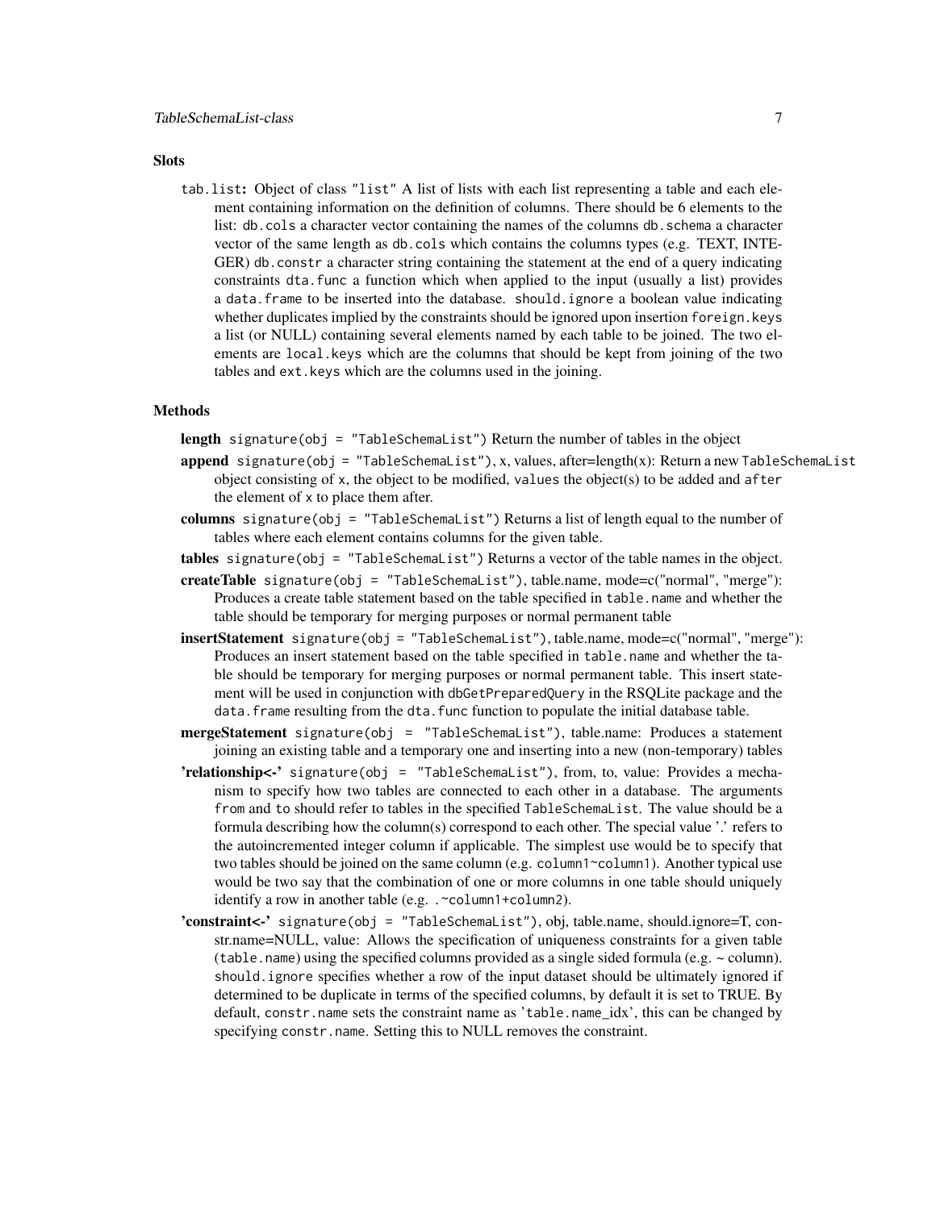## Slots

**tab.list:** Object of class "list" A list of lists with each list representing a table and each element containing information on the definition of columns. There should be 6 elements to the list: `db.cols` a character vector containing the names of the columns `db.schema` a character vector of the same length as `db.cols` which contains the columns types (e.g. TEXT, INTEGER) `db.constr` a character string containing the statement at the end of a query indicating constraints `dta.func` a function which when applied to the input (usually a list) provides a `data.frame` to be inserted into the database. `should.ignore` a boolean value indicating whether duplicates implied by the constraints should be ignored upon insertion `foreign.keys` a list (or NULL) containing several elements named by each table to be joined. The two elements are `local.keys` which are the columns that should be kept from joining of the two tables and `ext.keys` which are the columns used in the joining.

## Methods

**length** `signature(obj = "TableSchemaList")` Return the number of tables in the object

**append** `signature(obj = "TableSchemaList")`, x, values, after=length(x): Return a new `TableSchemaList` object consisting of `x`, the object to be modified, `values` the object(s) to be added and `after` the element of `x` to place them after.

**columns** `signature(obj = "TableSchemaList")` Returns a list of length equal to the number of tables where each element contains columns for the given table.

**tables** `signature(obj = "TableSchemaList")` Returns a vector of the table names in the object.

**createTable** `signature(obj = "TableSchemaList")`, table.name, mode=c("normal", "merge"): Produces a create table statement based on the table specified in `table.name` and whether the table should be temporary for merging purposes or normal permanent table

**insertStatement** `signature(obj = "TableSchemaList")`, table.name, mode=c("normal", "merge"): Produces an insert statement based on the table specified in `table.name` and whether the table should be temporary for merging purposes or normal permanent table. This insert statement will be used in conjunction with `dbGetPreparedQuery` in the RSQLite package and the `data.frame` resulting from the `dta.func` function to populate the initial database table.

**mergeStatement** `signature(obj = "TableSchemaList")`, table.name: Produces a statement joining an existing table and a temporary one and inserting into a new (non-temporary) tables

**'relationship<-'** `signature(obj = "TableSchemaList")`, from, to, value: Provides a mechanism to specify how two tables are connected to each other in a database. The arguments `from` and `to` should refer to tables in the specified `TableSchemaList`. The value should be a formula describing how the column(s) correspond to each other. The special value '.' refers to the autoincremented integer column if applicable. The simplest use would be to specify that two tables should be joined on the same column (e.g. `column1~column1`). Another typical use would be two say that the combination of one or more columns in one table should uniquely identify a row in another table (e.g. `.~column1+column2`).

**'constraint<-'** `signature(obj = "TableSchemaList")`, obj, table.name, should.ignore=T, constr.name=NULL, value: Allows the specification of uniqueness constraints for a given table (`table.name`) using the specified columns provided as a single sided formula (e.g. ~ column). `should.ignore` specifies whether a row of the input dataset should be ultimately ignored if determined to be duplicate in terms of the specified columns, by default it is set to TRUE. By default, `constr.name` sets the constraint name as '`table.name_idx`', this can be changed by specifying `constr.name`. Setting this to NULL removes the constraint.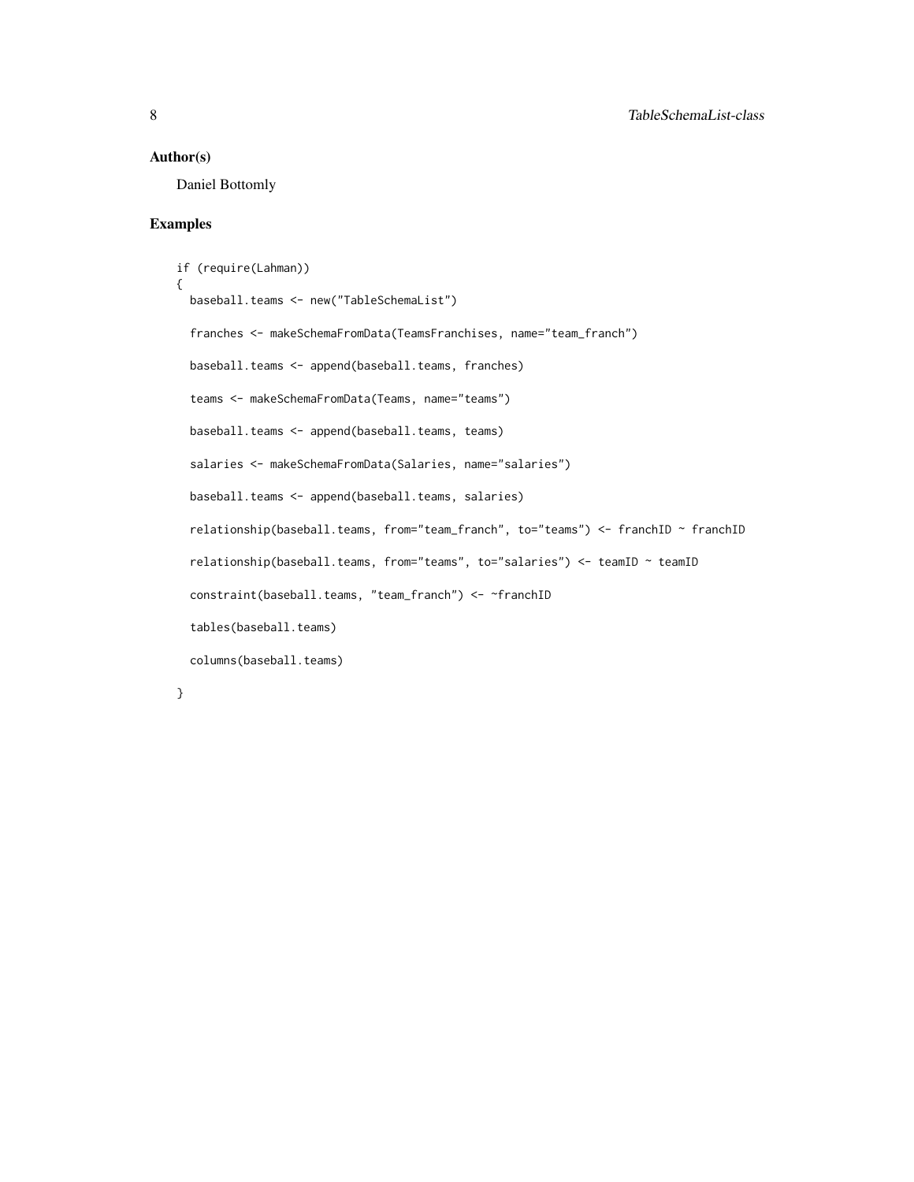## Author(s)

Daniel Bottomly

## Examples

```
if (require(Lahman))
{
  baseball.teams <- new("TableSchemaList")

  franches <- makeSchemaFromData(TeamsFranchises, name="team_franch")

  baseball.teams <- append(baseball.teams, franches)

  teams <- makeSchemaFromData(Teams, name="teams")

  baseball.teams <- append(baseball.teams, teams)

  salaries <- makeSchemaFromData(Salaries, name="salaries")

  baseball.teams <- append(baseball.teams, salaries)

  relationship(baseball.teams, from="team_franch", to="teams") <- franchID ~ franchID

  relationship(baseball.teams, from="teams", to="salaries") <- teamID ~ teamID

  constraint(baseball.teams, "team_franch") <- ~franchID

  tables(baseball.teams)

  columns(baseball.teams)

}
```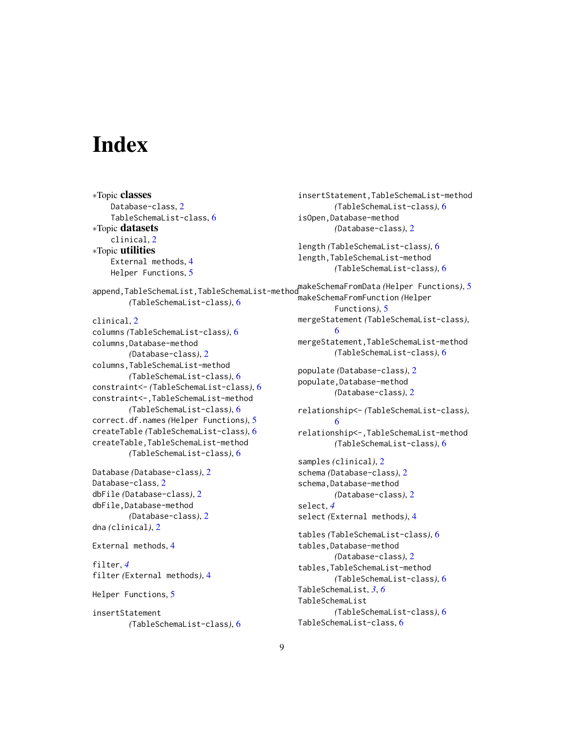# Index

∗Topic **classes**
  Database-class, 2
  TableSchemaList-class, 6
∗Topic **datasets**
  clinical, 2
∗Topic **utilities**
  External methods, 4
  Helper Functions, 5

append,TableSchemaList,TableSchemaList-method *(TableSchemaList-class)*, 6

clinical, 2
columns *(TableSchemaList-class)*, 6
columns,Database-method *(Database-class)*, 2
columns,TableSchemaList-method *(TableSchemaList-class)*, 6
constraint<- *(TableSchemaList-class)*, 6
constraint<-,TableSchemaList-method *(TableSchemaList-class)*, 6
correct.df.names *(Helper Functions)*, 5
createTable *(TableSchemaList-class)*, 6
createTable,TableSchemaList-method *(TableSchemaList-class)*, 6

Database *(Database-class)*, 2
Database-class, 2
dbFile *(Database-class)*, 2
dbFile,Database-method *(Database-class)*, 2
dna *(clinical)*, 2

External methods, 4

filter, *4*
filter *(External methods)*, 4

Helper Functions, 5

insertStatement *(TableSchemaList-class)*, 6
insertStatement,TableSchemaList-method *(TableSchemaList-class)*, 6
isOpen,Database-method *(Database-class)*, 2

length *(TableSchemaList-class)*, 6
length,TableSchemaList-method *(TableSchemaList-class)*, 6

makeSchemaFromData *(Helper Functions)*, 5
makeSchemaFromFunction *(Helper Functions)*, 5
mergeStatement *(TableSchemaList-class)*, 6
mergeStatement,TableSchemaList-method *(TableSchemaList-class)*, 6

populate *(Database-class)*, 2
populate,Database-method *(Database-class)*, 2

relationship<- *(TableSchemaList-class)*, 6
relationship<-,TableSchemaList-method *(TableSchemaList-class)*, 6

samples *(clinical)*, 2
schema *(Database-class)*, 2
schema,Database-method *(Database-class)*, 2
select, *4*
select *(External methods)*, 4

tables *(TableSchemaList-class)*, 6
tables,Database-method *(Database-class)*, 2
tables,TableSchemaList-method *(TableSchemaList-class)*, 6
TableSchemaList, *3*, *6*
TableSchemaList *(TableSchemaList-class)*, 6
TableSchemaList-class, 6